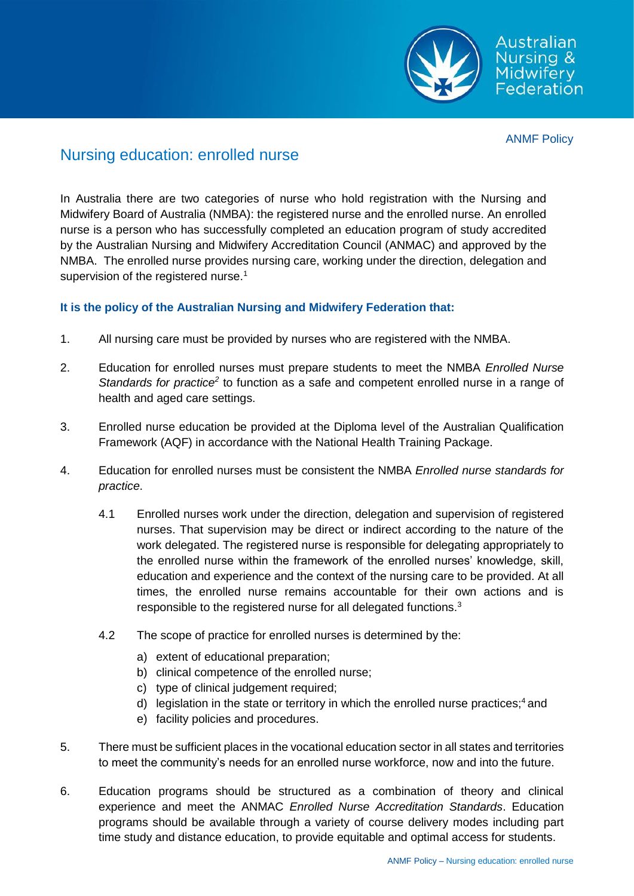ANMF Policy

# Nursing education: enrolled nurse

In Australia there are two categories of nurse who hold registration with the Nursing and Midwifery Board of Australia (NMBA): the registered nurse and the enrolled nurse. An enrolled nurse is a person who has successfully completed an education program of study accredited by the Australian Nursing and Midwifery Accreditation Council (ANMAC) and approved by the NMBA. The enrolled nurse provides nursing care, working under the direction, delegation and supervision of the registered nurse.[1]

**It is the policy of the Australian Nursing and Midwifery Federation that:**

1. All nursing care must be provided by nurses who are registered with the NMBA.

2. Education for enrolled nurses must prepare students to meet the NMBA *Enrolled Nurse Standards for practice*[2] to function as a safe and competent enrolled nurse in a range of health and aged care settings.

3. Enrolled nurse education be provided at the Diploma level of the Australian Qualification Framework (AQF) in accordance with the National Health Training Package.

4. Education for enrolled nurses must be consistent the NMBA *Enrolled nurse standards for practice*.

    4.1 Enrolled nurses work under the direction, delegation and supervision of registered nurses. That supervision may be direct or indirect according to the nature of the work delegated. The registered nurse is responsible for delegating appropriately to the enrolled nurse within the framework of the enrolled nurses' knowledge, skill, education and experience and the context of the nursing care to be provided. At all times, the enrolled nurse remains accountable for their own actions and is responsible to the registered nurse for all delegated functions.[3]

    4.2 The scope of practice for enrolled nurses is determined by the:

    a) extent of educational preparation;
    b) clinical competence of the enrolled nurse;
    c) type of clinical judgement required;
    d) legislation in the state or territory in which the enrolled nurse practices;[4] and
    e) facility policies and procedures.

5. There must be sufficient places in the vocational education sector in all states and territories to meet the community's needs for an enrolled nurse workforce, now and into the future.

6. Education programs should be structured as a combination of theory and clinical experience and meet the ANMAC *Enrolled Nurse Accreditation Standards*. Education programs should be available through a variety of course delivery modes including part time study and distance education, to provide equitable and optimal access for students.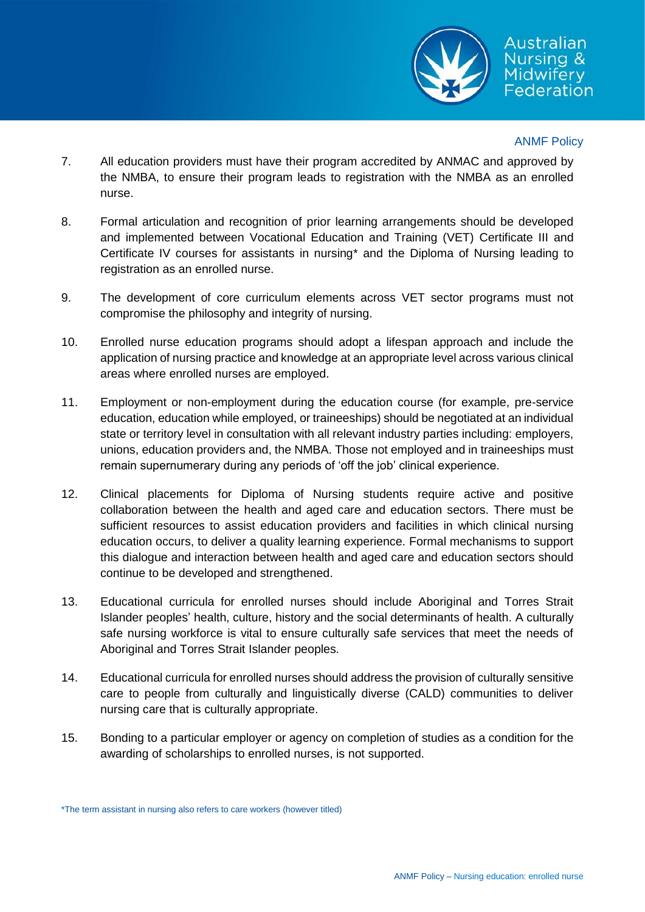7. All education providers must have their program accredited by ANMAC and approved by the NMBA, to ensure their program leads to registration with the NMBA as an enrolled nurse.

8. Formal articulation and recognition of prior learning arrangements should be developed and implemented between Vocational Education and Training (VET) Certificate III and Certificate IV courses for assistants in nursing* and the Diploma of Nursing leading to registration as an enrolled nurse.

9. The development of core curriculum elements across VET sector programs must not compromise the philosophy and integrity of nursing.

10. Enrolled nurse education programs should adopt a lifespan approach and include the application of nursing practice and knowledge at an appropriate level across various clinical areas where enrolled nurses are employed.

11. Employment or non-employment during the education course (for example, pre-service education, education while employed, or traineeships) should be negotiated at an individual state or territory level in consultation with all relevant industry parties including: employers, unions, education providers and, the NMBA. Those not employed and in traineeships must remain supernumerary during any periods of 'off the job' clinical experience.

12. Clinical placements for Diploma of Nursing students require active and positive collaboration between the health and aged care and education sectors. There must be sufficient resources to assist education providers and facilities in which clinical nursing education occurs, to deliver a quality learning experience. Formal mechanisms to support this dialogue and interaction between health and aged care and education sectors should continue to be developed and strengthened.

13. Educational curricula for enrolled nurses should include Aboriginal and Torres Strait Islander peoples' health, culture, history and the social determinants of health. A culturally safe nursing workforce is vital to ensure culturally safe services that meet the needs of Aboriginal and Torres Strait Islander peoples.

14. Educational curricula for enrolled nurses should address the provision of culturally sensitive care to people from culturally and linguistically diverse (CALD) communities to deliver nursing care that is culturally appropriate.

15. Bonding to a particular employer or agency on completion of studies as a condition for the awarding of scholarships to enrolled nurses, is not supported.

*The term assistant in nursing also refers to care workers (however titled)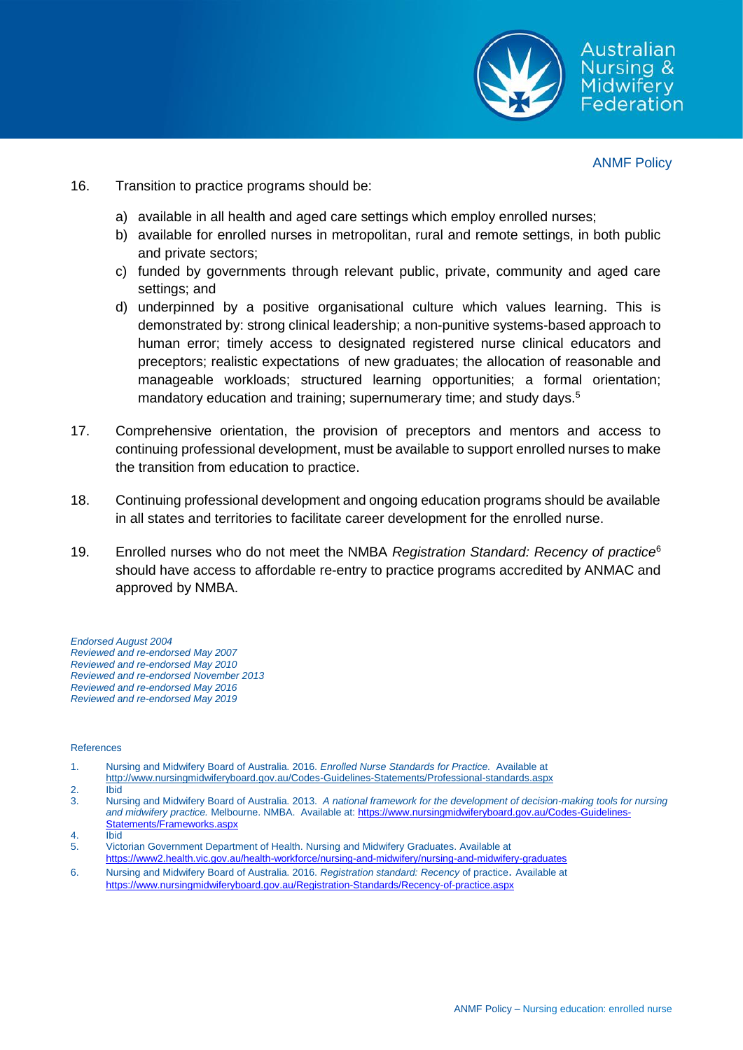16. Transition to practice programs should be:

    a) available in all health and aged care settings which employ enrolled nurses;
    b) available for enrolled nurses in metropolitan, rural and remote settings, in both public and private sectors;
    c) funded by governments through relevant public, private, community and aged care settings; and
    d) underpinned by a positive organisational culture which values learning. This is demonstrated by: strong clinical leadership; a non-punitive systems-based approach to human error; timely access to designated registered nurse clinical educators and preceptors; realistic expectations of new graduates; the allocation of reasonable and manageable workloads; structured learning opportunities; a formal orientation; mandatory education and training; supernumerary time; and study days.[5]

17. Comprehensive orientation, the provision of preceptors and mentors and access to continuing professional development, must be available to support enrolled nurses to make the transition from education to practice.

18. Continuing professional development and ongoing education programs should be available in all states and territories to facilitate career development for the enrolled nurse.

19. Enrolled nurses who do not meet the NMBA *Registration Standard: Recency of practice*[6] should have access to affordable re-entry to practice programs accredited by ANMAC and approved by NMBA.

*Endorsed August 2004*
*Reviewed and re-endorsed May 2007*
*Reviewed and re-endorsed May 2010*
*Reviewed and re-endorsed November 2013*
*Reviewed and re-endorsed May 2016*
*Reviewed and re-endorsed May 2019*

References

1. Nursing and Midwifery Board of Australia. 2016. *Enrolled Nurse Standards for Practice.* Available at http://www.nursingmidwiferyboard.gov.au/Codes-Guidelines-Statements/Professional-standards.aspx
2. Ibid
3. Nursing and Midwifery Board of Australia. 2013. *A national framework for the development of decision-making tools for nursing and midwifery practice.* Melbourne. NMBA. Available at: https://www.nursingmidwiferyboard.gov.au/Codes-Guidelines-Statements/Frameworks.aspx
4. Ibid
5. Victorian Government Department of Health. Nursing and Midwifery Graduates. Available at https://www2.health.vic.gov.au/health-workforce/nursing-and-midwifery/nursing-and-midwifery-graduates
6. Nursing and Midwifery Board of Australia. 2016. *Registration standard: Recency* of practice. Available at https://www.nursingmidwiferyboard.gov.au/Registration-Standards/Recency-of-practice.aspx